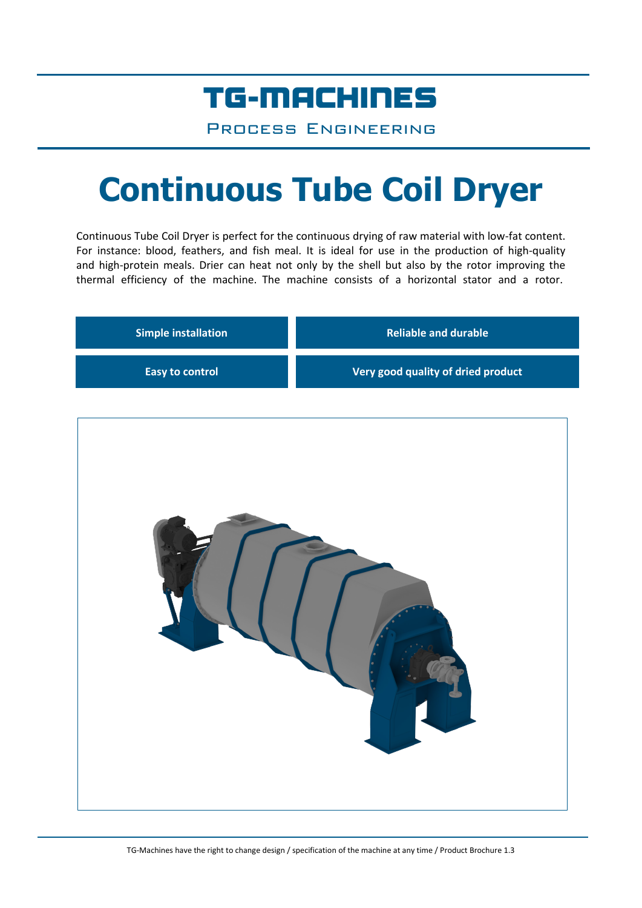# TG-MACHINES

PROCESS ENGINEERING

# Continuous Tube Coil Dryer

Continuous Tube Coil Dryer is perfect for the continuous drying of raw material with low-fat content. For instance: blood, feathers, and fish meal. It is ideal for use in the production of high-quality and high-protein meals. Drier can heat not only by the shell but also by the rotor improving the thermal efficiency of the machine. The machine consists of a horizontal stator and a rotor.

| | |
|---|---|
| **Simple installation** | **Reliable and durable** |
| **Easy to control** | **Very good quality of dried product** |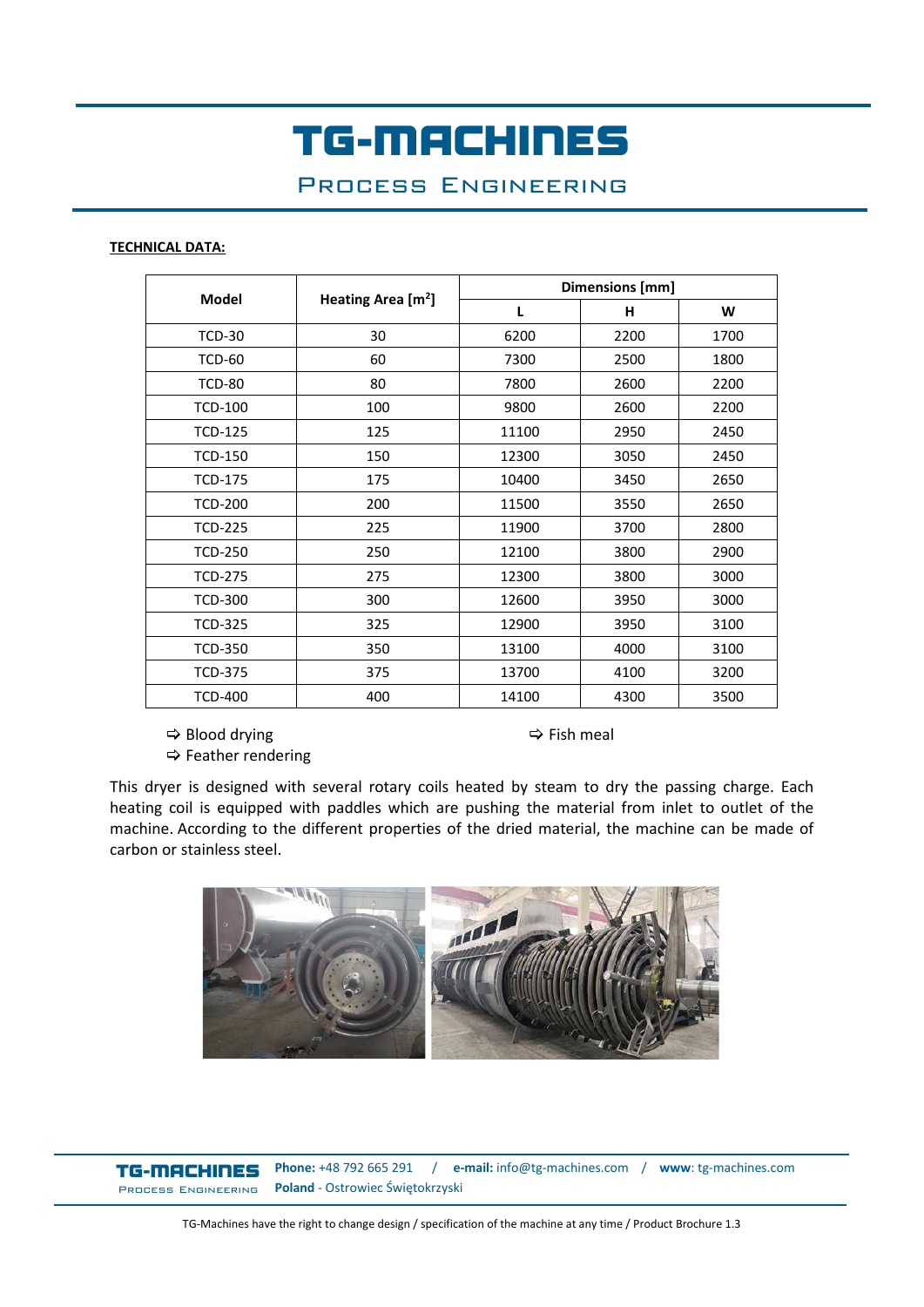**TECHNICAL DATA:**

| Model | Heating Area [$m^2$] | Dimensions [mm] | | |
|---|---|---|---|---|
| | | L | H | W |
| TCD-30 | 30 | 6200 | 2200 | 1700 |
| TCD-60 | 60 | 7300 | 2500 | 1800 |
| TCD-80 | 80 | 7800 | 2600 | 2200 |
| TCD-100 | 100 | 9800 | 2600 | 2200 |
| TCD-125 | 125 | 11100 | 2950 | 2450 |
| TCD-150 | 150 | 12300 | 3050 | 2450 |
| TCD-175 | 175 | 10400 | 3450 | 2650 |
| TCD-200 | 200 | 11500 | 3550 | 2650 |
| TCD-225 | 225 | 11900 | 3700 | 2800 |
| TCD-250 | 250 | 12100 | 3800 | 2900 |
| TCD-275 | 275 | 12300 | 3800 | 3000 |
| TCD-300 | 300 | 12600 | 3950 | 3000 |
| TCD-325 | 325 | 12900 | 3950 | 3100 |
| TCD-350 | 350 | 13100 | 4000 | 3100 |
| TCD-375 | 375 | 13700 | 4100 | 3200 |
| TCD-400 | 400 | 14100 | 4300 | 3500 |

- ⇨ Blood drying
- ⇨ Feather rendering
- ⇨ Fish meal

This dryer is designed with several rotary coils heated by steam to dry the passing charge. Each heating coil is equipped with paddles which are pushing the material from inlet to outlet of the machine. According to the different properties of the dried material, the machine can be made of carbon or stainless steel.

TG-MACHINES Process Engineering **Phone:** +48 792 665 291 / **e-mail:** info@tg-machines.com / **www**: tg-machines.com
**Poland** - Ostrowiec Świętokrzyski

TG-Machines have the right to change design / specification of the machine at any time / Product Brochure 1.3